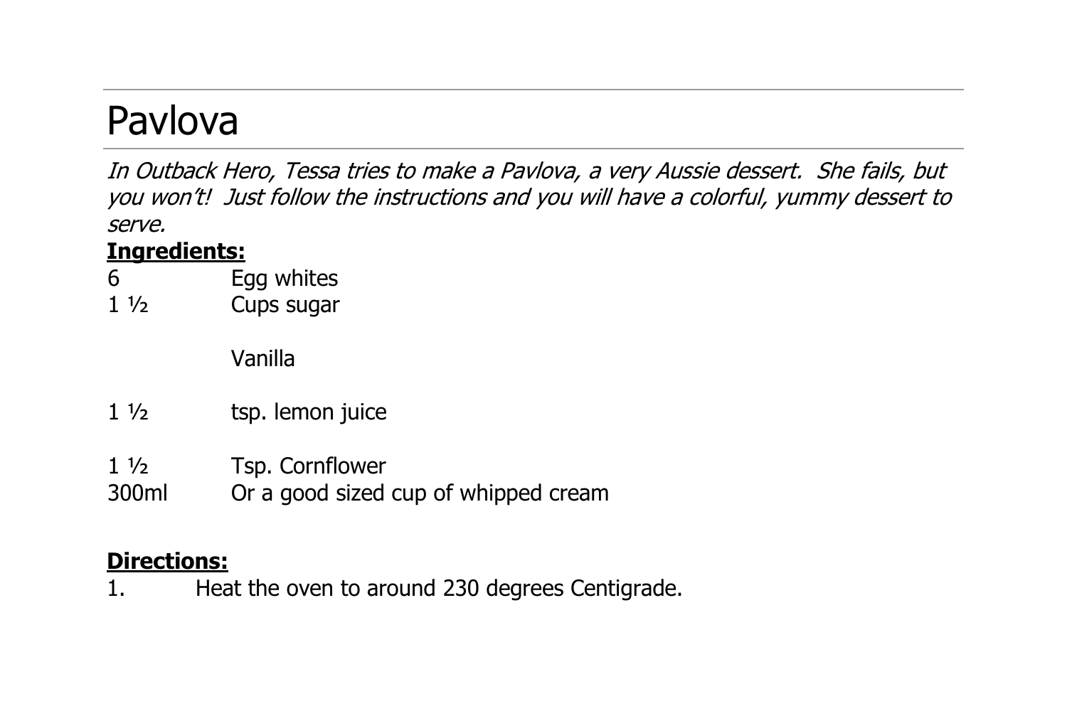# Pavlova

*In Outback Hero, Tessa tries to make a Pavlova, a very Aussie dessert. She fails, but you won't! Just follow the instructions and you will have a colorful, yummy dessert to serve.*

**Ingredients:**

| | |
|---|---|
| 6 | Egg whites |
| 1 ½ | Cups sugar |
| | Vanilla |
| 1 ½ | tsp. lemon juice |
| 1 ½ | Tsp. Cornflower |
| 300ml | Or a good sized cup of whipped cream |

**Directions:**

1. Heat the oven to around 230 degrees Centigrade.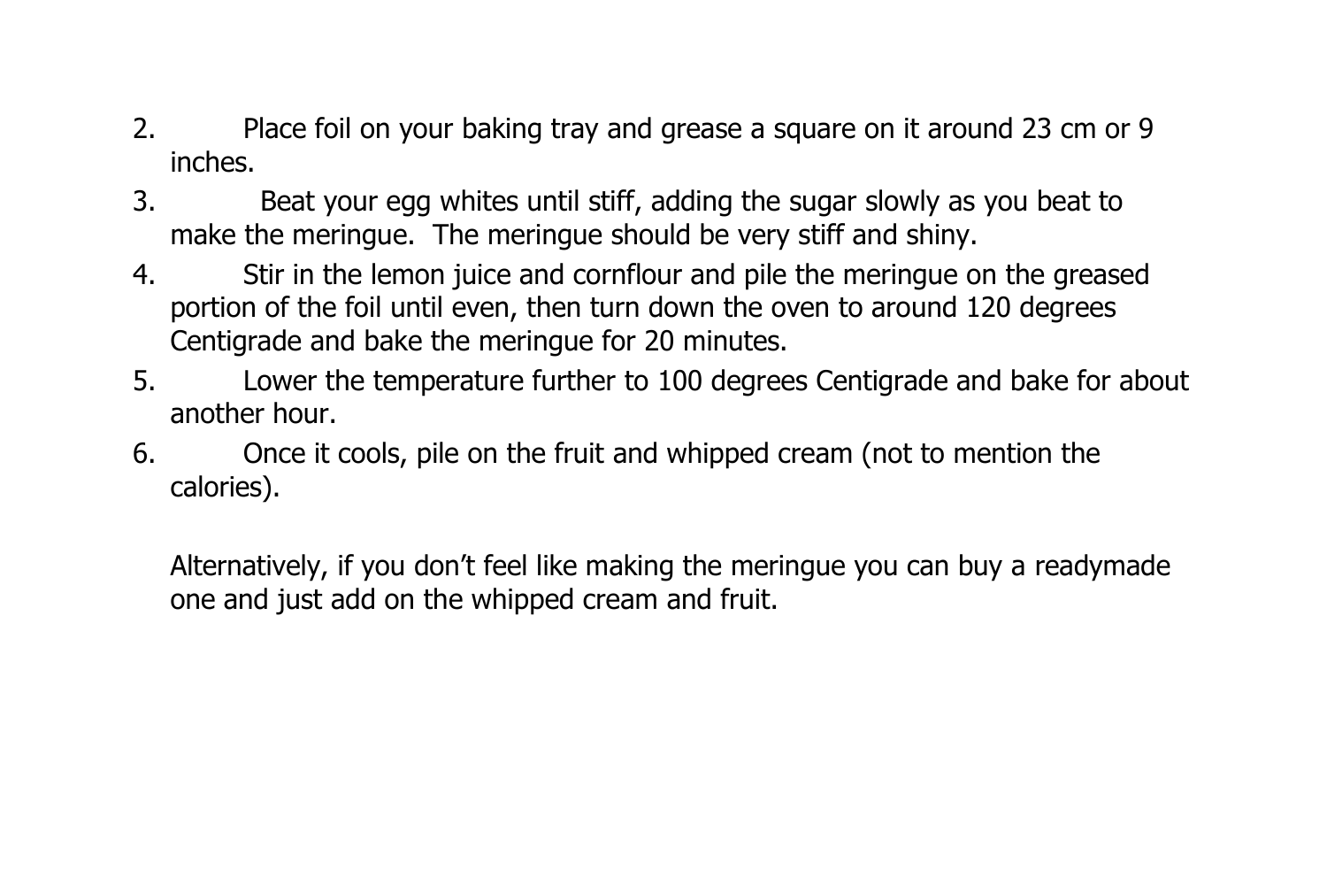2. Place foil on your baking tray and grease a square on it around 23 cm or 9 inches.
3. Beat your egg whites until stiff, adding the sugar slowly as you beat to make the meringue. The meringue should be very stiff and shiny.
4. Stir in the lemon juice and cornflour and pile the meringue on the greased portion of the foil until even, then turn down the oven to around 120 degrees Centigrade and bake the meringue for 20 minutes.
5. Lower the temperature further to 100 degrees Centigrade and bake for about another hour.
6. Once it cools, pile on the fruit and whipped cream (not to mention the calories).

Alternatively, if you don't feel like making the meringue you can buy a readymade one and just add on the whipped cream and fruit.